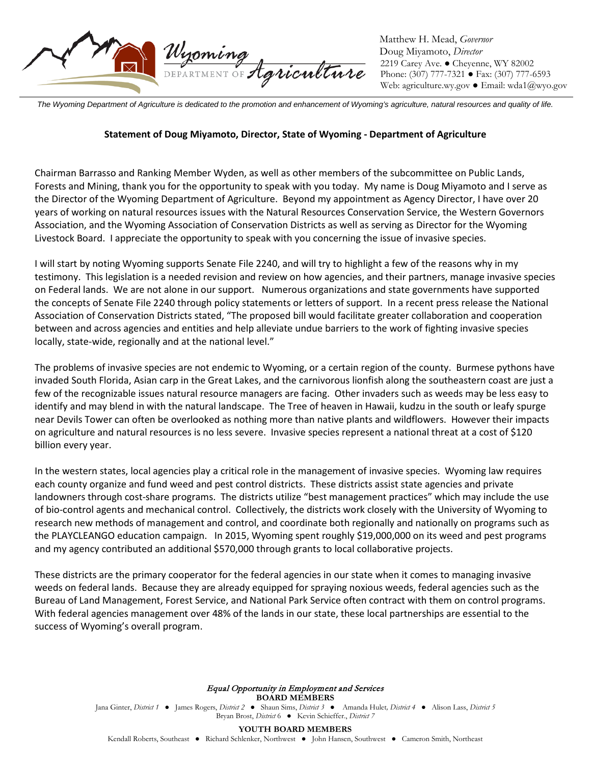Matthew H. Mead, *Governor*
Doug Miyamoto, *Director*
2219 Carey Ave. ● Cheyenne, WY 82002
Phone: (307) 777-7321 ● Fax: (307) 777-6593
Web: agriculture.wy.gov ● Email: wda1@wyo.gov

*The Wyoming Department of Agriculture is dedicated to the promotion and enhancement of Wyoming's agriculture, natural resources and quality of life.*

**Statement of Doug Miyamoto, Director, State of Wyoming - Department of Agriculture**

Chairman Barrasso and Ranking Member Wyden, as well as other members of the subcommittee on Public Lands, Forests and Mining, thank you for the opportunity to speak with you today. My name is Doug Miyamoto and I serve as the Director of the Wyoming Department of Agriculture. Beyond my appointment as Agency Director, I have over 20 years of working on natural resources issues with the Natural Resources Conservation Service, the Western Governors Association, and the Wyoming Association of Conservation Districts as well as serving as Director for the Wyoming Livestock Board. I appreciate the opportunity to speak with you concerning the issue of invasive species.

I will start by noting Wyoming supports Senate File 2240, and will try to highlight a few of the reasons why in my testimony. This legislation is a needed revision and review on how agencies, and their partners, manage invasive species on Federal lands. We are not alone in our support. Numerous organizations and state governments have supported the concepts of Senate File 2240 through policy statements or letters of support. In a recent press release the National Association of Conservation Districts stated, "The proposed bill would facilitate greater collaboration and cooperation between and across agencies and entities and help alleviate undue barriers to the work of fighting invasive species locally, state-wide, regionally and at the national level."

The problems of invasive species are not endemic to Wyoming, or a certain region of the county. Burmese pythons have invaded South Florida, Asian carp in the Great Lakes, and the carnivorous lionfish along the southeastern coast are just a few of the recognizable issues natural resource managers are facing. Other invaders such as weeds may be less easy to identify and may blend in with the natural landscape. The Tree of heaven in Hawaii, kudzu in the south or leafy spurge near Devils Tower can often be overlooked as nothing more than native plants and wildflowers. However their impacts on agriculture and natural resources is no less severe. Invasive species represent a national threat at a cost of $120 billion every year.

In the western states, local agencies play a critical role in the management of invasive species. Wyoming law requires each county organize and fund weed and pest control districts. These districts assist state agencies and private landowners through cost-share programs. The districts utilize "best management practices" which may include the use of bio-control agents and mechanical control. Collectively, the districts work closely with the University of Wyoming to research new methods of management and control, and coordinate both regionally and nationally on programs such as the PLAYCLEANGO education campaign. In 2015, Wyoming spent roughly $19,000,000 on its weed and pest programs and my agency contributed an additional $570,000 through grants to local collaborative projects.

These districts are the primary cooperator for the federal agencies in our state when it comes to managing invasive weeds on federal lands. Because they are already equipped for spraying noxious weeds, federal agencies such as the Bureau of Land Management, Forest Service, and National Park Service often contract with them on control programs. With federal agencies management over 48% of the lands in our state, these local partnerships are essential to the success of Wyoming's overall program.

*Equal Opportunity in Employment and Services*

**BOARD MEMBERS**

Jana Ginter, *District 1* ● James Rogers, *District 2* ● Shaun Sims, *District 3* ● Amanda Hulet, *District 4* ● Alison Lass, *District 5*
Bryan Brost, *District 6* ● Kevin Schieffer., *District 7*

**YOUTH BOARD MEMBERS**

Kendall Roberts, Southeast ● Richard Schlenker, Northwest ● John Hansen, Southwest ● Cameron Smith, Northeast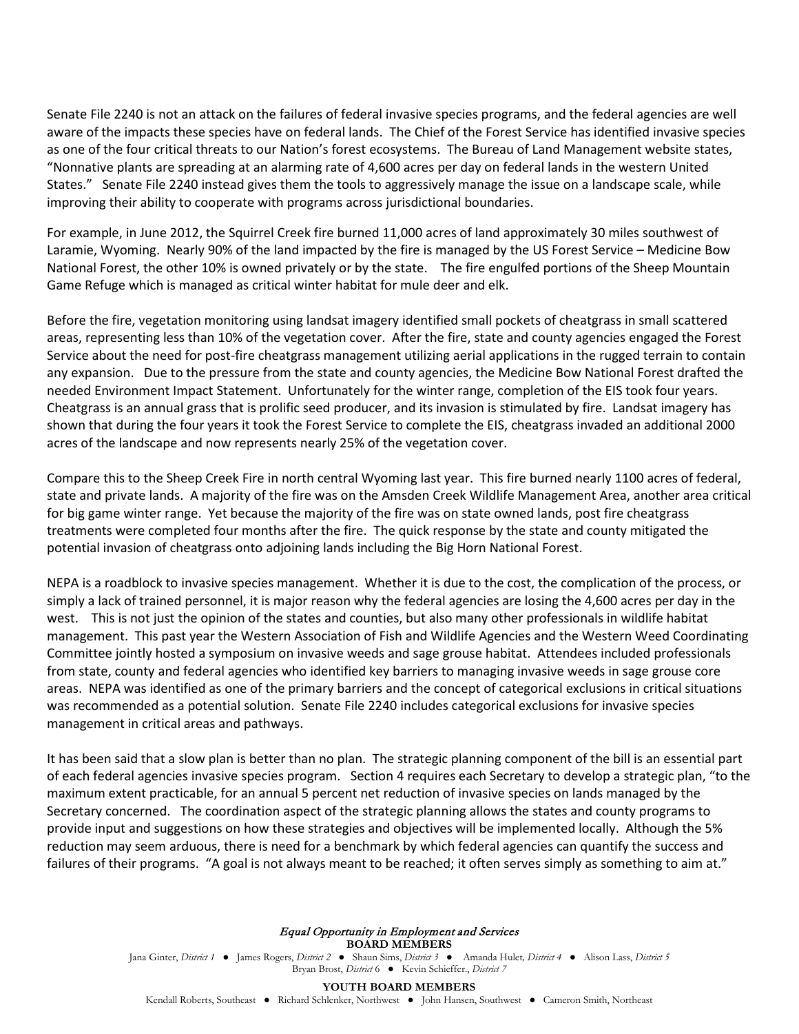Senate File 2240 is not an attack on the failures of federal invasive species programs, and the federal agencies are well aware of the impacts these species have on federal lands. The Chief of the Forest Service has identified invasive species as one of the four critical threats to our Nation's forest ecosystems. The Bureau of Land Management website states, "Nonnative plants are spreading at an alarming rate of 4,600 acres per day on federal lands in the western United States." Senate File 2240 instead gives them the tools to aggressively manage the issue on a landscape scale, while improving their ability to cooperate with programs across jurisdictional boundaries.

For example, in June 2012, the Squirrel Creek fire burned 11,000 acres of land approximately 30 miles southwest of Laramie, Wyoming. Nearly 90% of the land impacted by the fire is managed by the US Forest Service – Medicine Bow National Forest, the other 10% is owned privately or by the state. The fire engulfed portions of the Sheep Mountain Game Refuge which is managed as critical winter habitat for mule deer and elk.

Before the fire, vegetation monitoring using landsat imagery identified small pockets of cheatgrass in small scattered areas, representing less than 10% of the vegetation cover. After the fire, state and county agencies engaged the Forest Service about the need for post-fire cheatgrass management utilizing aerial applications in the rugged terrain to contain any expansion. Due to the pressure from the state and county agencies, the Medicine Bow National Forest drafted the needed Environment Impact Statement. Unfortunately for the winter range, completion of the EIS took four years. Cheatgrass is an annual grass that is prolific seed producer, and its invasion is stimulated by fire. Landsat imagery has shown that during the four years it took the Forest Service to complete the EIS, cheatgrass invaded an additional 2000 acres of the landscape and now represents nearly 25% of the vegetation cover.

Compare this to the Sheep Creek Fire in north central Wyoming last year. This fire burned nearly 1100 acres of federal, state and private lands. A majority of the fire was on the Amsden Creek Wildlife Management Area, another area critical for big game winter range. Yet because the majority of the fire was on state owned lands, post fire cheatgrass treatments were completed four months after the fire. The quick response by the state and county mitigated the potential invasion of cheatgrass onto adjoining lands including the Big Horn National Forest.

NEPA is a roadblock to invasive species management. Whether it is due to the cost, the complication of the process, or simply a lack of trained personnel, it is major reason why the federal agencies are losing the 4,600 acres per day in the west. This is not just the opinion of the states and counties, but also many other professionals in wildlife habitat management. This past year the Western Association of Fish and Wildlife Agencies and the Western Weed Coordinating Committee jointly hosted a symposium on invasive weeds and sage grouse habitat. Attendees included professionals from state, county and federal agencies who identified key barriers to managing invasive weeds in sage grouse core areas. NEPA was identified as one of the primary barriers and the concept of categorical exclusions in critical situations was recommended as a potential solution. Senate File 2240 includes categorical exclusions for invasive species management in critical areas and pathways.

It has been said that a slow plan is better than no plan. The strategic planning component of the bill is an essential part of each federal agencies invasive species program. Section 4 requires each Secretary to develop a strategic plan, "to the maximum extent practicable, for an annual 5 percent net reduction of invasive species on lands managed by the Secretary concerned. The coordination aspect of the strategic planning allows the states and county programs to provide input and suggestions on how these strategies and objectives will be implemented locally. Although the 5% reduction may seem arduous, there is need for a benchmark by which federal agencies can quantify the success and failures of their programs. "A goal is not always meant to be reached; it often serves simply as something to aim at."

*Equal Opportunity in Employment and Services*

**BOARD MEMBERS**

Jana Ginter, *District 1* ● James Rogers, *District 2* ● Shaun Sims, *District 3* ● Amanda Hulet, *District 4* ● Alison Lass, *District 5*
Bryan Brost, *District 6* ● Kevin Schieffer., *District 7*

**YOUTH BOARD MEMBERS**

Kendall Roberts, Southeast ● Richard Schlenker, Northwest ● John Hansen, Southwest ● Cameron Smith, Northeast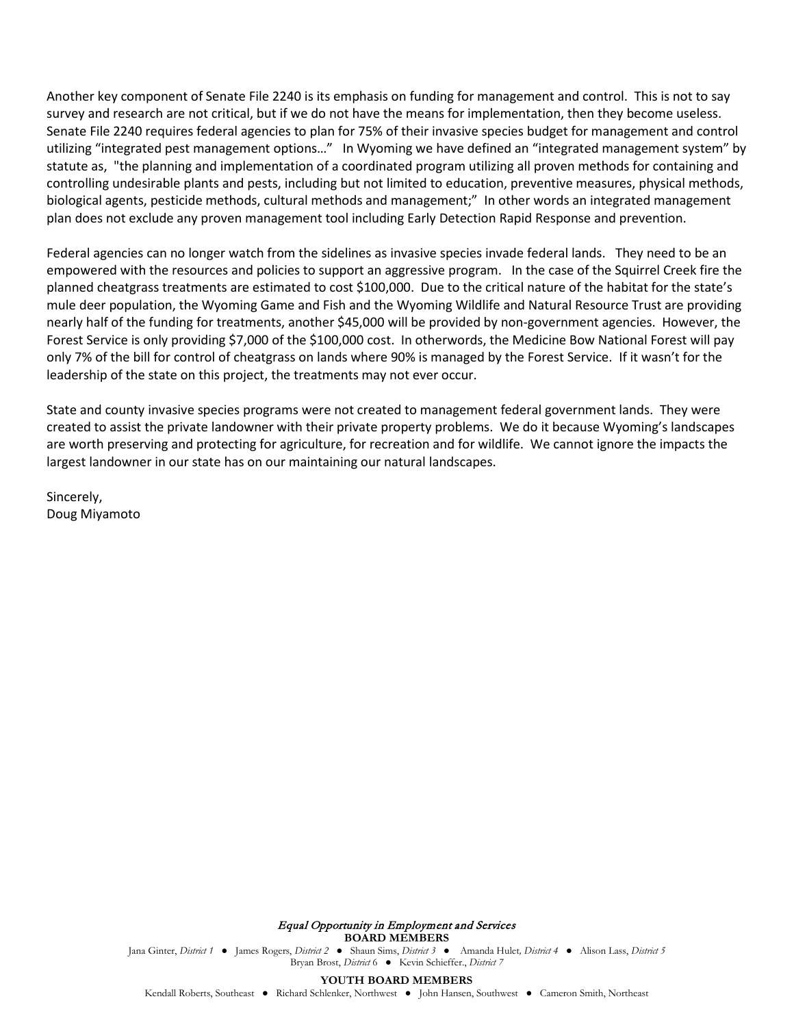Another key component of Senate File 2240 is its emphasis on funding for management and control. This is not to say survey and research are not critical, but if we do not have the means for implementation, then they become useless. Senate File 2240 requires federal agencies to plan for 75% of their invasive species budget for management and control utilizing "integrated pest management options…" In Wyoming we have defined an "integrated management system" by statute as, "the planning and implementation of a coordinated program utilizing all proven methods for containing and controlling undesirable plants and pests, including but not limited to education, preventive measures, physical methods, biological agents, pesticide methods, cultural methods and management;" In other words an integrated management plan does not exclude any proven management tool including Early Detection Rapid Response and prevention.

Federal agencies can no longer watch from the sidelines as invasive species invade federal lands. They need to be an empowered with the resources and policies to support an aggressive program. In the case of the Squirrel Creek fire the planned cheatgrass treatments are estimated to cost $100,000. Due to the critical nature of the habitat for the state's mule deer population, the Wyoming Game and Fish and the Wyoming Wildlife and Natural Resource Trust are providing nearly half of the funding for treatments, another $45,000 will be provided by non-government agencies. However, the Forest Service is only providing $7,000 of the $100,000 cost. In otherwords, the Medicine Bow National Forest will pay only 7% of the bill for control of cheatgrass on lands where 90% is managed by the Forest Service. If it wasn't for the leadership of the state on this project, the treatments may not ever occur.

State and county invasive species programs were not created to management federal government lands. They were created to assist the private landowner with their private property problems. We do it because Wyoming's landscapes are worth preserving and protecting for agriculture, for recreation and for wildlife. We cannot ignore the impacts the largest landowner in our state has on our maintaining our natural landscapes.

Sincerely,
Doug Miyamoto

*Equal Opportunity in Employment and Services*

**BOARD MEMBERS**

Jana Ginter, *District 1* ● James Rogers, *District 2* ● Shaun Sims, *District 3* ● Amanda Hulet, *District 4* ● Alison Lass, *District 5*
Bryan Brost, *District 6* ● Kevin Schieffer., *District 7*

**YOUTH BOARD MEMBERS**

Kendall Roberts, Southeast ● Richard Schlenker, Northwest ● John Hansen, Southwest ● Cameron Smith, Northeast